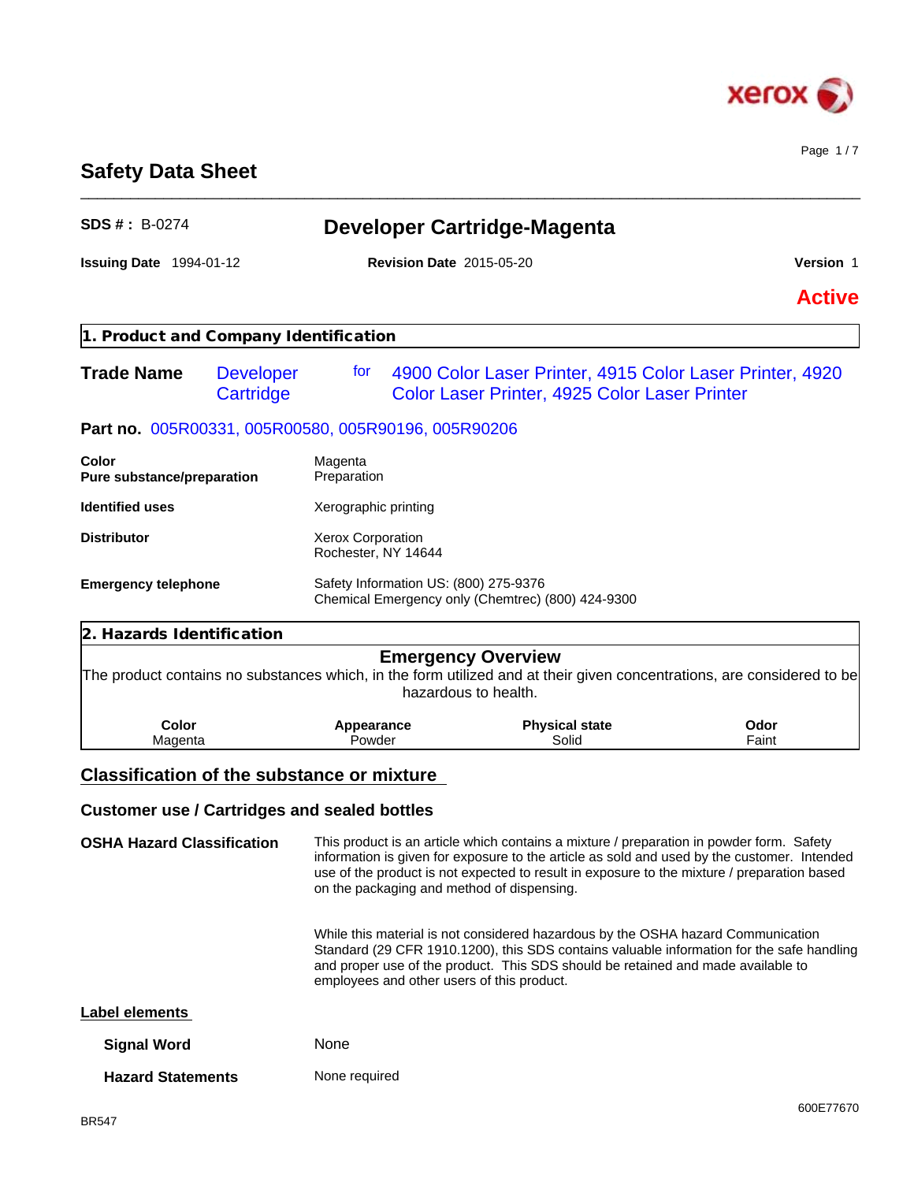# Safety Data Sheet

**SDS # :** B-0274

## Developer Cartridge-Magenta

**Issuing Date** 1994-01-12 **Revision Date** 2015-05-20 **Version** 1

**Active**

## 1. Product and Company Identification

**Trade Name** Developer Cartridge for 4900 Color Laser Printer, 4915 Color Laser Printer, 4920 Color Laser Printer, 4925 Color Laser Printer

**Part no.** 005R00331, 005R00580, 005R90196, 005R90206

| | |
|---|---|
| **Color** | Magenta |
| **Pure substance/preparation** | Preparation |
| **Identified uses** | Xerographic printing |
| **Distributor** | Xerox Corporation<br>Rochester, NY 14644 |
| **Emergency telephone** | Safety Information US: (800) 275-9376<br>Chemical Emergency only (Chemtrec) (800) 424-9300 |

## 2. Hazards Identification

### Emergency Overview

The product contains no substances which, in the form utilized and at their given concentrations, are considered to be hazardous to health.

| Color | Appearance | Physical state | Odor |
|---|---|---|---|
| Magenta | Powder | Solid | Faint |

### Classification of the substance or mixture

#### Customer use / Cartridges and sealed bottles

**OSHA Hazard Classification** This product is an article which contains a mixture / preparation in powder form. Safety information is given for exposure to the article as sold and used by the customer. Intended use of the product is not expected to result in exposure to the mixture / preparation based on the packaging and method of dispensing.

While this material is not considered hazardous by the OSHA hazard Communication Standard (29 CFR 1910.1200), this SDS contains valuable information for the safe handling and proper use of the product. This SDS should be retained and made available to employees and other users of this product.

**Label elements**

**Signal Word** None

**Hazard Statements** None required

600E77670

BR547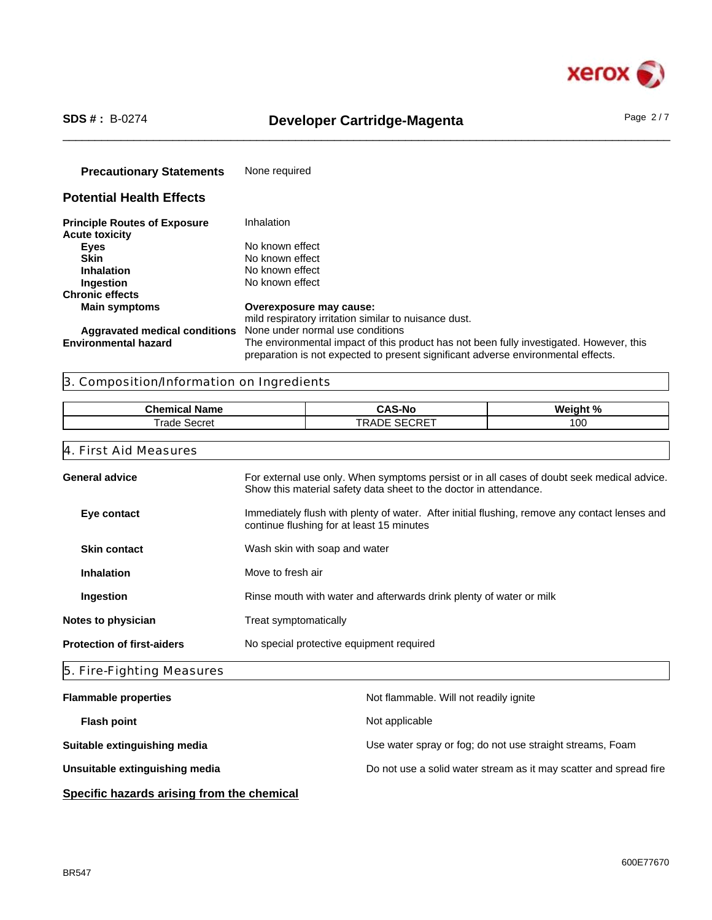**Precautionary Statements** None required

## Potential Health Effects

**Principle Routes of Exposure** Inhalation

**Acute toxicity**

- **Eyes** No known effect
- **Skin** No known effect
- **Inhalation** No known effect
- **Ingestion** No known effect

**Chronic effects**

- **Main symptoms** **Overexposure may cause:** mild respiratory irritation similar to nuisance dust.
- **Aggravated medical conditions** None under normal use conditions

**Environmental hazard** The environmental impact of this product has not been fully investigated. However, this preparation is not expected to present significant adverse environmental effects.

## 3. Composition/Information on Ingredients

| Chemical Name | CAS-No | Weight % |
|---|---|---|
| Trade Secret | TRADE SECRET | 100 |

## 4. First Aid Measures

**General advice** For external use only. When symptoms persist or in all cases of doubt seek medical advice. Show this material safety data sheet to the doctor in attendance.

**Eye contact** Immediately flush with plenty of water. After initial flushing, remove any contact lenses and continue flushing for at least 15 minutes

**Skin contact** Wash skin with soap and water

**Inhalation** Move to fresh air

**Ingestion** Rinse mouth with water and afterwards drink plenty of water or milk

**Notes to physician** Treat symptomatically

**Protection of first-aiders** No special protective equipment required

## 5. Fire-Fighting Measures

**Flammable properties** Not flammable. Will not readily ignite

**Flash point** Not applicable

**Suitable extinguishing media** Use water spray or fog; do not use straight streams, Foam

**Unsuitable extinguishing media** Do not use a solid water stream as it may scatter and spread fire

**Specific hazards arising from the chemical**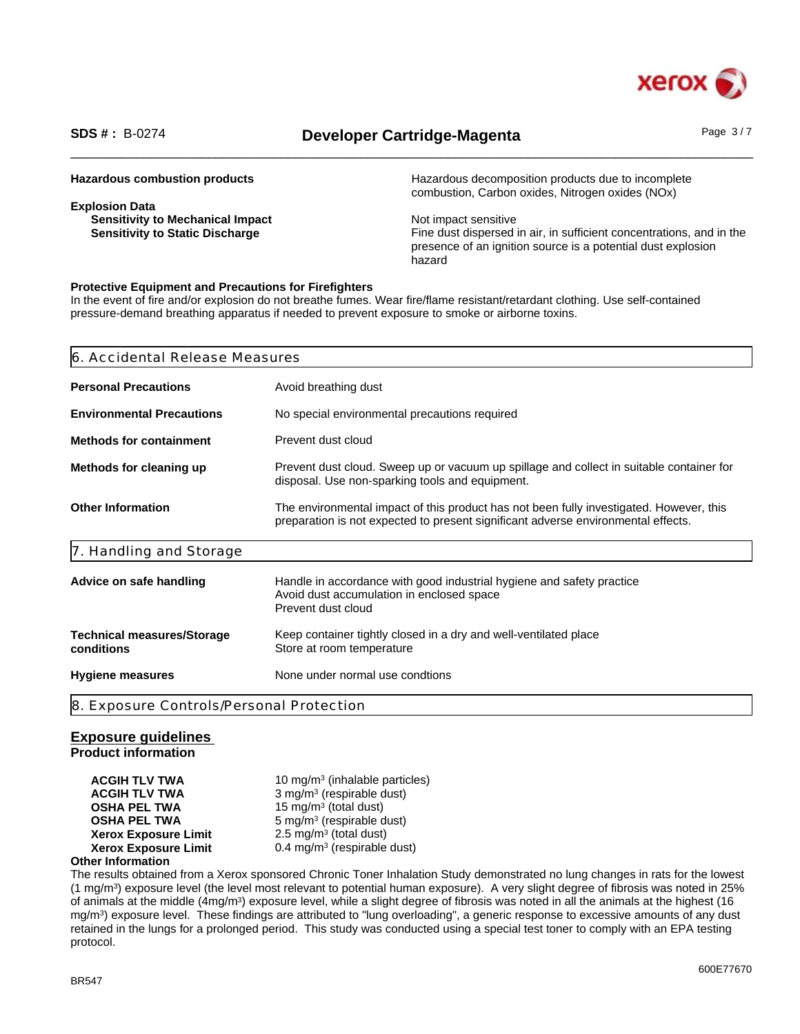**Hazardous combustion products** Hazardous decomposition products due to incomplete combustion, Carbon oxides, Nitrogen oxides (NOx)

**Explosion Data**

| | |
|---|---|
| **Sensitivity to Mechanical Impact** | Not impact sensitive |
| **Sensitivity to Static Discharge** | Fine dust dispersed in air, in sufficient concentrations, and in the presence of an ignition source is a potential dust explosion hazard |

**Protective Equipment and Precautions for Firefighters**

In the event of fire and/or explosion do not breathe fumes. Wear fire/flame resistant/retardant clothing. Use self-contained pressure-demand breathing apparatus if needed to prevent exposure to smoke or airborne toxins.

## 6. Accidental Release Measures

| | |
|---|---|
| **Personal Precautions** | Avoid breathing dust |
| **Environmental Precautions** | No special environmental precautions required |
| **Methods for containment** | Prevent dust cloud |
| **Methods for cleaning up** | Prevent dust cloud. Sweep up or vacuum up spillage and collect in suitable container for disposal. Use non-sparking tools and equipment. |
| **Other Information** | The environmental impact of this product has not been fully investigated. However, this preparation is not expected to present significant adverse environmental effects. |

## 7. Handling and Storage

| | |
|---|---|
| **Advice on safe handling** | Handle in accordance with good industrial hygiene and safety practice<br>Avoid dust accumulation in enclosed space<br>Prevent dust cloud |
| **Technical measures/Storage conditions** | Keep container tightly closed in a dry and well-ventilated place<br>Store at room temperature |
| **Hygiene measures** | None under normal use condtions |

## 8. Exposure Controls/Personal Protection

### Exposure guidelines

**Product information**

| | |
|---|---|
| **ACGIH TLV TWA** | 10 mg/m³ (inhalable particles) |
| **ACGIH TLV TWA** | 3 mg/m³ (respirable dust) |
| **OSHA PEL TWA** | 15 mg/m³ (total dust) |
| **OSHA PEL TWA** | 5 mg/m³ (respirable dust) |
| **Xerox Exposure Limit** | 2.5 mg/m³ (total dust) |
| **Xerox Exposure Limit** | 0.4 mg/m³ (respirable dust) |

**Other Information**

The results obtained from a Xerox sponsored Chronic Toner Inhalation Study demonstrated no lung changes in rats for the lowest (1 mg/m³) exposure level (the level most relevant to potential human exposure). A very slight degree of fibrosis was noted in 25% of animals at the middle (4mg/m³) exposure level, while a slight degree of fibrosis was noted in all the animals at the highest (16 mg/m³) exposure level. These findings are attributed to "lung overloading", a generic response to excessive amounts of any dust retained in the lungs for a prolonged period. This study was conducted using a special test toner to comply with an EPA testing protocol.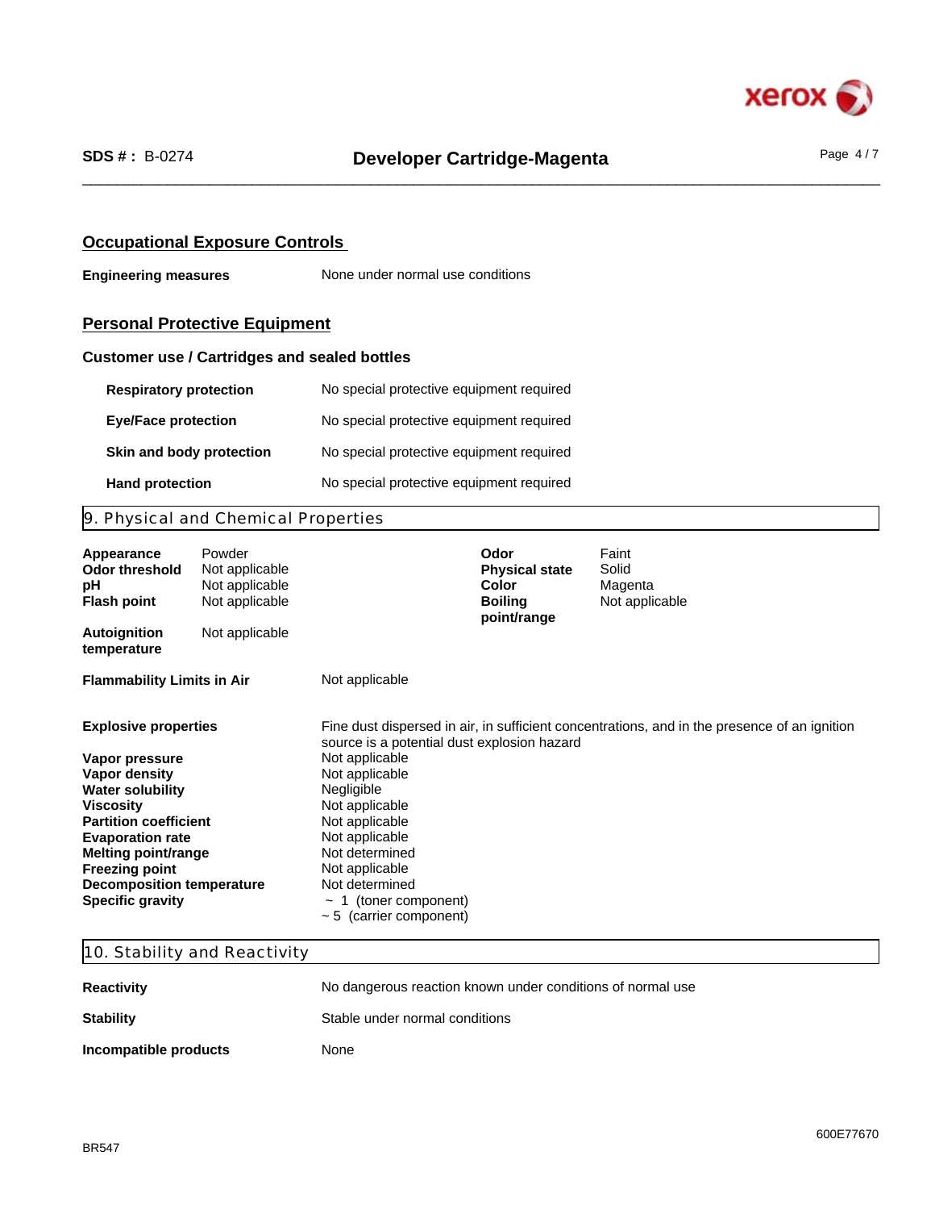## Occupational Exposure Controls

**Engineering measures** None under normal use conditions

## Personal Protective Equipment

### Customer use / Cartridges and sealed bottles

| | |
|---|---|
| **Respiratory protection** | No special protective equipment required |
| **Eye/Face protection** | No special protective equipment required |
| **Skin and body protection** | No special protective equipment required |
| **Hand protection** | No special protective equipment required |

## 9. Physical and Chemical Properties

| | | | |
|---|---|---|---|
| **Appearance** | Powder | **Odor** | Faint |
| **Odor threshold** | Not applicable | **Physical state** | Solid |
| **pH** | Not applicable | **Color** | Magenta |
| **Flash point** | Not applicable | **Boiling point/range** | Not applicable |
| **Autoignition temperature** | Not applicable | | |

| | |
|---|---|
| **Flammability Limits in Air** | Not applicable |
| **Explosive properties** | Fine dust dispersed in air, in sufficient concentrations, and in the presence of an ignition source is a potential dust explosion hazard |
| **Vapor pressure** | Not applicable |
| **Vapor density** | Not applicable |
| **Water solubility** | Negligible |
| **Viscosity** | Not applicable |
| **Partition coefficient** | Not applicable |
| **Evaporation rate** | Not applicable |
| **Melting point/range** | Not determined |
| **Freezing point** | Not applicable |
| **Decomposition temperature** | Not determined |
| **Specific gravity** | ~ 1 (toner component)<br>~ 5 (carrier component) |

## 10. Stability and Reactivity

| | |
|---|---|
| **Reactivity** | No dangerous reaction known under conditions of normal use |
| **Stability** | Stable under normal conditions |
| **Incompatible products** | None |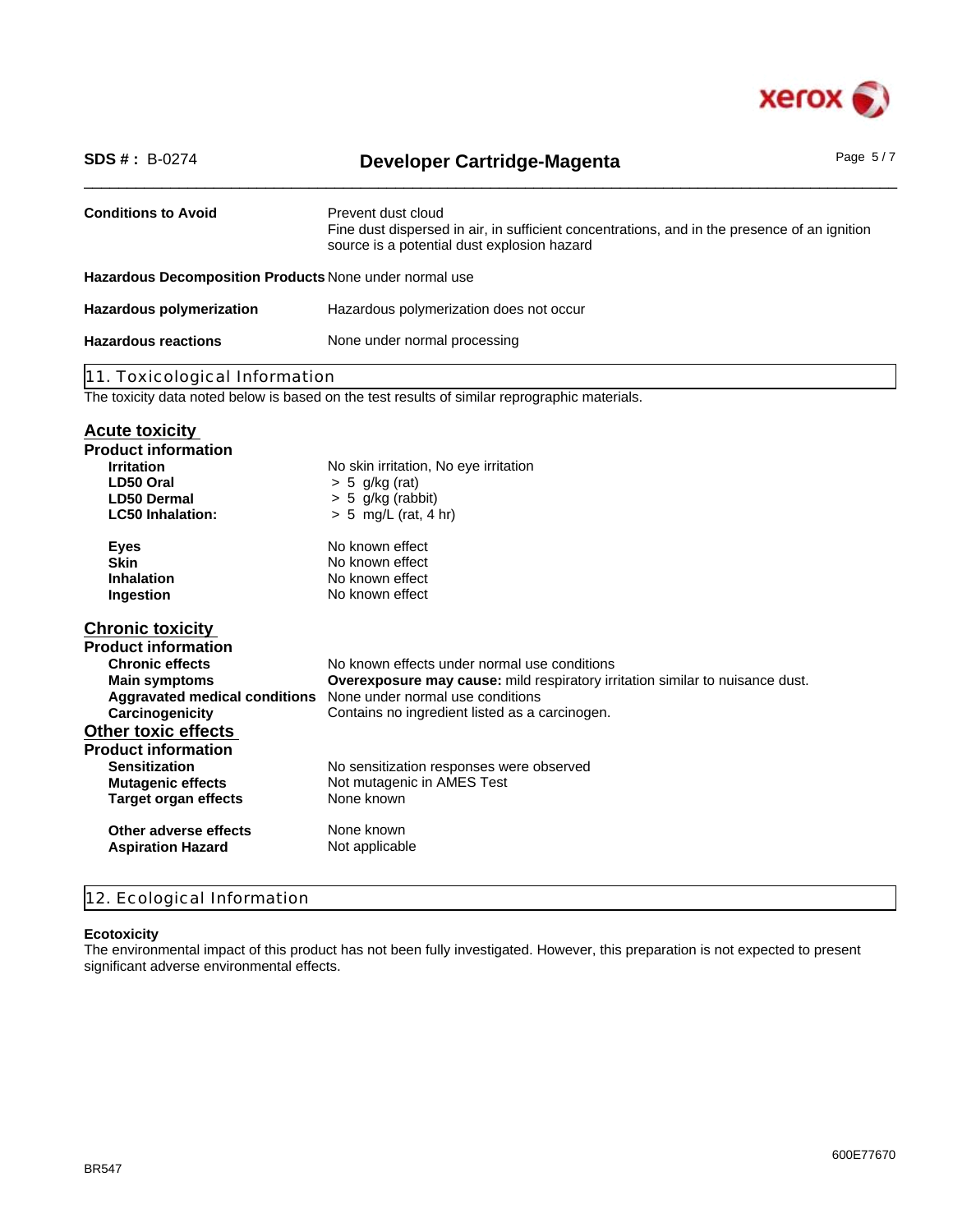| | |
|---|---|
| **Conditions to Avoid** | Prevent dust cloud<br>Fine dust dispersed in air, in sufficient concentrations, and in the presence of an ignition source is a potential dust explosion hazard |
| **Hazardous Decomposition Products** | None under normal use |
| **Hazardous polymerization** | Hazardous polymerization does not occur |
| **Hazardous reactions** | None under normal processing |

## 11. Toxicological Information

The toxicity data noted below is based on the test results of similar reprographic materials.

### Acute toxicity

**Product information**

| | |
|---|---|
| **Irritation** | No skin irritation, No eye irritation |
| **LD50 Oral** | > 5 g/kg (rat) |
| **LD50 Dermal** | > 5 g/kg (rabbit) |
| **LC50 Inhalation:** | > 5 mg/L (rat, 4 hr) |
| **Eyes** | No known effect |
| **Skin** | No known effect |
| **Inhalation** | No known effect |
| **Ingestion** | No known effect |

### Chronic toxicity

**Product information**

| | |
|---|---|
| **Chronic effects** | No known effects under normal use conditions |
| **Main symptoms** | **Overexposure may cause:** mild respiratory irritation similar to nuisance dust. |
| **Aggravated medical conditions** | None under normal use conditions |
| **Carcinogenicity** | Contains no ingredient listed as a carcinogen. |

### Other toxic effects

**Product information**

| | |
|---|---|
| **Sensitization** | No sensitization responses were observed |
| **Mutagenic effects** | Not mutagenic in AMES Test |
| **Target organ effects** | None known |
| **Other adverse effects** | None known |
| **Aspiration Hazard** | Not applicable |

## 12. Ecological Information

**Ecotoxicity**

The environmental impact of this product has not been fully investigated. However, this preparation is not expected to present significant adverse environmental effects.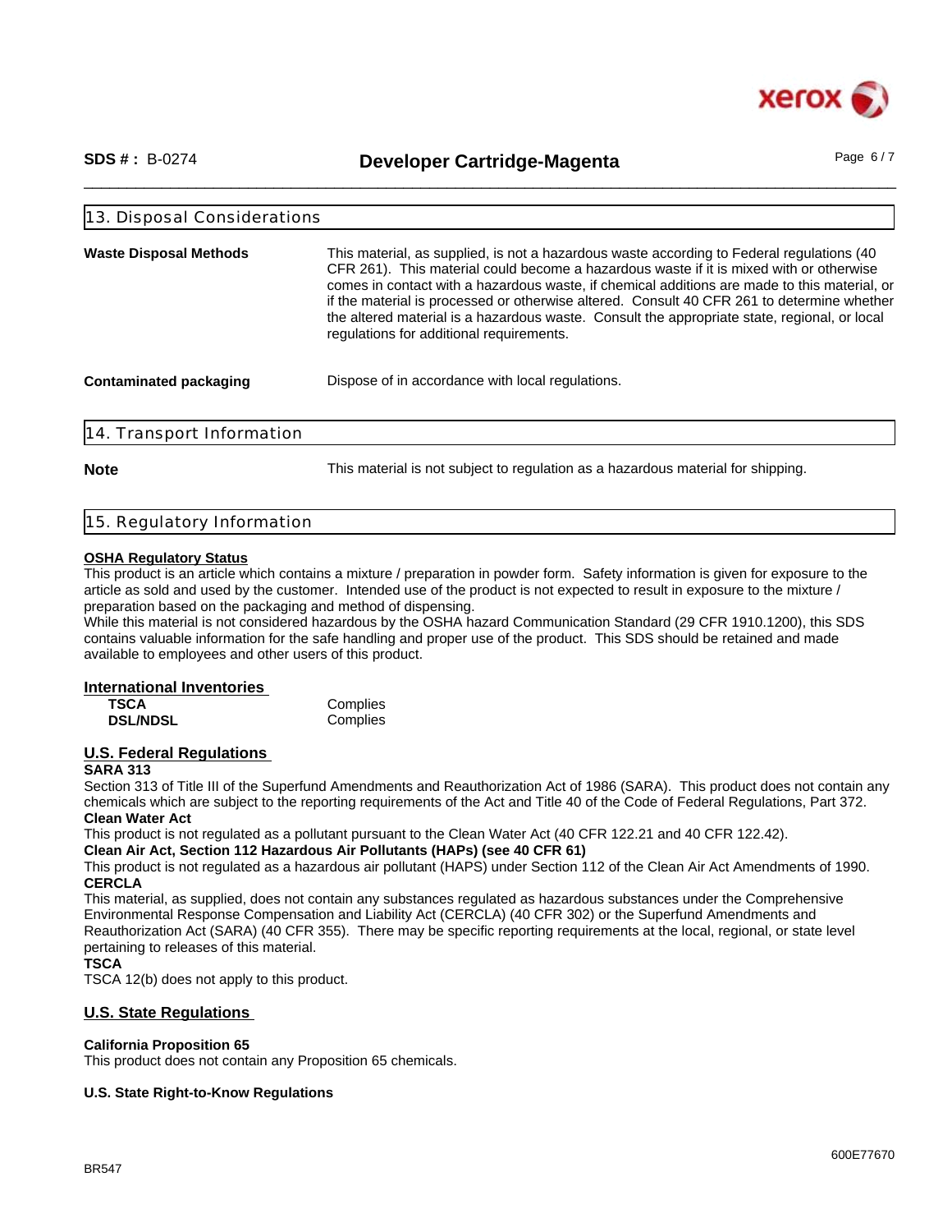## 13. Disposal Considerations

**Waste Disposal Methods** This material, as supplied, is not a hazardous waste according to Federal regulations (40 CFR 261). This material could become a hazardous waste if it is mixed with or otherwise comes in contact with a hazardous waste, if chemical additions are made to this material, or if the material is processed or otherwise altered. Consult 40 CFR 261 to determine whether the altered material is a hazardous waste. Consult the appropriate state, regional, or local regulations for additional requirements.

**Contaminated packaging** Dispose of in accordance with local regulations.

## 14. Transport Information

**Note** This material is not subject to regulation as a hazardous material for shipping.

## 15. Regulatory Information

**OSHA Regulatory Status**

This product is an article which contains a mixture / preparation in powder form. Safety information is given for exposure to the article as sold and used by the customer. Intended use of the product is not expected to result in exposure to the mixture / preparation based on the packaging and method of dispensing.

While this material is not considered hazardous by the OSHA hazard Communication Standard (29 CFR 1910.1200), this SDS contains valuable information for the safe handling and proper use of the product. This SDS should be retained and made available to employees and other users of this product.

**International Inventories**

| | |
|---|---|
| **TSCA** | Complies |
| **DSL/NDSL** | Complies |

**U.S. Federal Regulations**

**SARA 313**

Section 313 of Title III of the Superfund Amendments and Reauthorization Act of 1986 (SARA). This product does not contain any chemicals which are subject to the reporting requirements of the Act and Title 40 of the Code of Federal Regulations, Part 372.

**Clean Water Act**

This product is not regulated as a pollutant pursuant to the Clean Water Act (40 CFR 122.21 and 40 CFR 122.42).

**Clean Air Act, Section 112 Hazardous Air Pollutants (HAPs) (see 40 CFR 61)**

This product is not regulated as a hazardous air pollutant (HAPS) under Section 112 of the Clean Air Act Amendments of 1990.

**CERCLA**

This material, as supplied, does not contain any substances regulated as hazardous substances under the Comprehensive Environmental Response Compensation and Liability Act (CERCLA) (40 CFR 302) or the Superfund Amendments and Reauthorization Act (SARA) (40 CFR 355). There may be specific reporting requirements at the local, regional, or state level pertaining to releases of this material.

**TSCA**

TSCA 12(b) does not apply to this product.

**U.S. State Regulations**

**California Proposition 65**

This product does not contain any Proposition 65 chemicals.

**U.S. State Right-to-Know Regulations**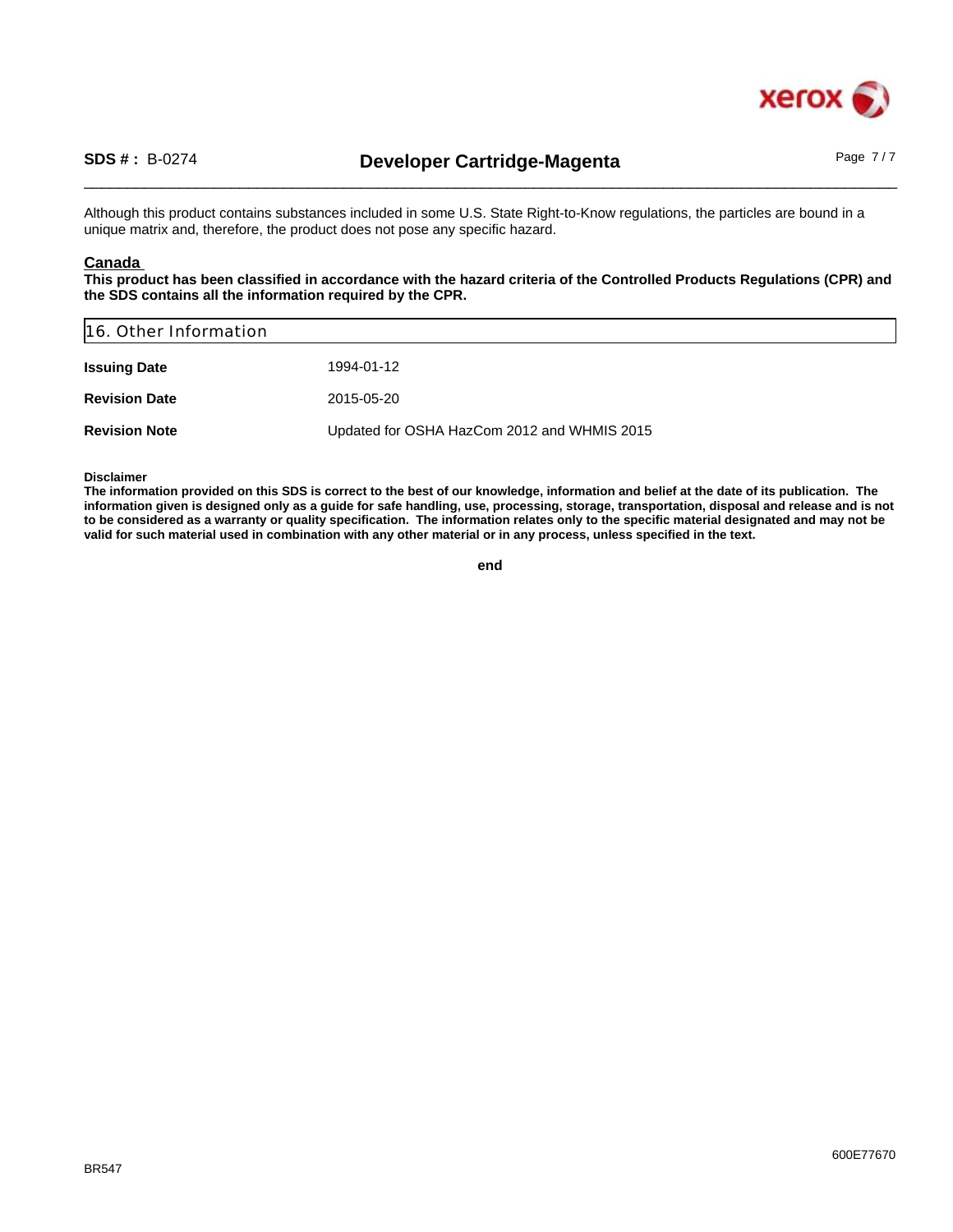Although this product contains substances included in some U.S. State Right-to-Know regulations, the particles are bound in a unique matrix and, therefore, the product does not pose any specific hazard.

**Canada**

**This product has been classified in accordance with the hazard criteria of the Controlled Products Regulations (CPR) and the SDS contains all the information required by the CPR.**

## 16. Other Information

| | |
|---|---|
| **Issuing Date** | 1994-01-12 |
| **Revision Date** | 2015-05-20 |
| **Revision Note** | Updated for OSHA HazCom 2012 and WHMIS 2015 |

**Disclaimer**

**The information provided on this SDS is correct to the best of our knowledge, information and belief at the date of its publication. The information given is designed only as a guide for safe handling, use, processing, storage, transportation, disposal and release and is not to be considered as a warranty or quality specification. The information relates only to the specific material designated and may not be valid for such material used in combination with any other material or in any process, unless specified in the text.**

**end**